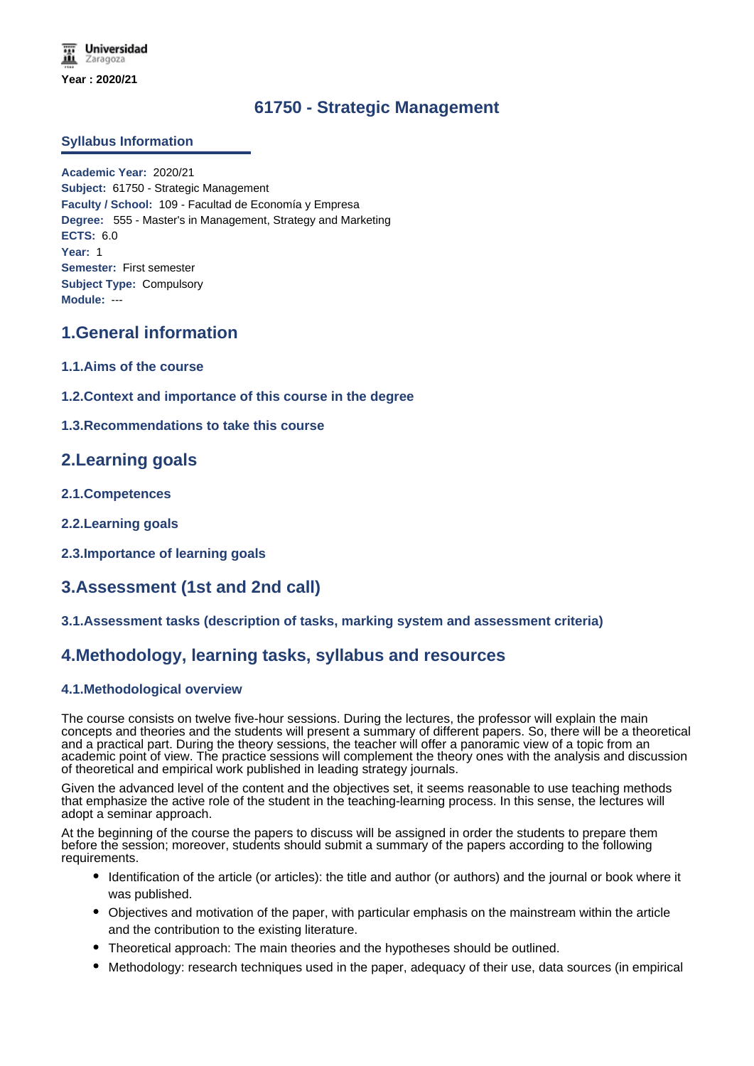Universidad Zaragoza

**Year : 2020/21**

# 61750 - Strategic Management

## Syllabus Information

**Academic Year:** 2020/21
**Subject:** 61750 - Strategic Management
**Faculty / School:** 109 - Facultad de Economía y Empresa
**Degree:** 555 - Master's in Management, Strategy and Marketing
**ECTS:** 6.0
**Year:** 1
**Semester:** First semester
**Subject Type:** Compulsory
**Module:** ---

## 1.General information

### 1.1.Aims of the course

### 1.2.Context and importance of this course in the degree

### 1.3.Recommendations to take this course

## 2.Learning goals

### 2.1.Competences

### 2.2.Learning goals

### 2.3.Importance of learning goals

## 3.Assessment (1st and 2nd call)

### 3.1.Assessment tasks (description of tasks, marking system and assessment criteria)

## 4.Methodology, learning tasks, syllabus and resources

### 4.1.Methodological overview

The course consists on twelve five-hour sessions. During the lectures, the professor will explain the main concepts and theories and the students will present a summary of different papers. So, there will be a theoretical and a practical part. During the theory sessions, the teacher will offer a panoramic view of a topic from an academic point of view. The practice sessions will complement the theory ones with the analysis and discussion of theoretical and empirical work published in leading strategy journals.

Given the advanced level of the content and the objectives set, it seems reasonable to use teaching methods that emphasize the active role of the student in the teaching-learning process. In this sense, the lectures will adopt a seminar approach.

At the beginning of the course the papers to discuss will be assigned in order the students to prepare them before the session; moreover, students should submit a summary of the papers according to the following requirements.

- Identification of the article (or articles): the title and author (or authors) and the journal or book where it was published.
- Objectives and motivation of the paper, with particular emphasis on the mainstream within the article and the contribution to the existing literature.
- Theoretical approach: The main theories and the hypotheses should be outlined.
- Methodology: research techniques used in the paper, adequacy of their use, data sources (in empirical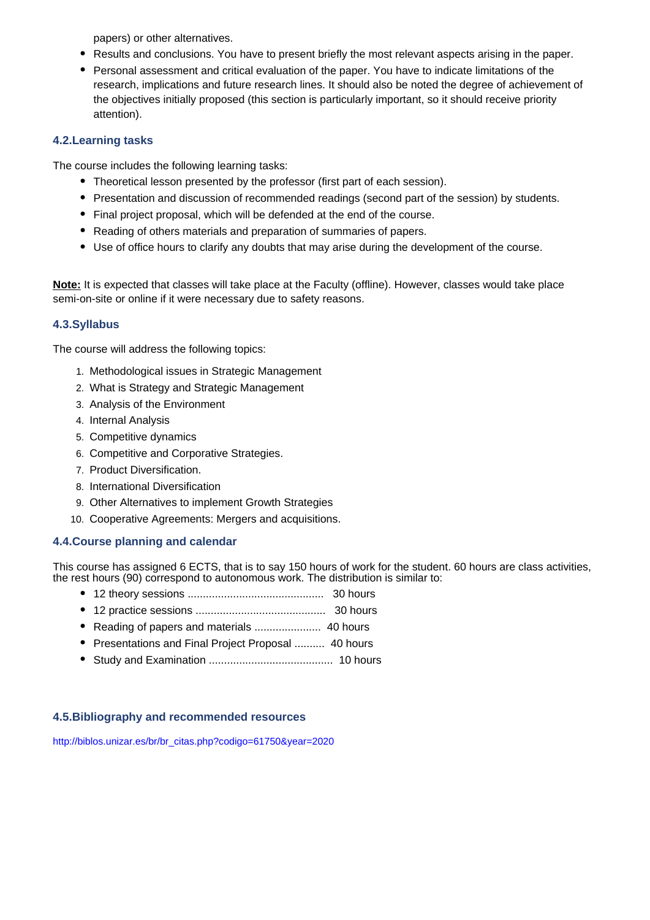papers) or other alternatives.
- Results and conclusions. You have to present briefly the most relevant aspects arising in the paper.
- Personal assessment and critical evaluation of the paper. You have to indicate limitations of the research, implications and future research lines. It should also be noted the degree of achievement of the objectives initially proposed (this section is particularly important, so it should receive priority attention).

### 4.2.Learning tasks

The course includes the following learning tasks:

- Theoretical lesson presented by the professor (first part of each session).
- Presentation and discussion of recommended readings (second part of the session) by students.
- Final project proposal, which will be defended at the end of the course.
- Reading of others materials and preparation of summaries of papers.
- Use of office hours to clarify any doubts that may arise during the development of the course.

**Note:** It is expected that classes will take place at the Faculty (offline). However, classes would take place semi-on-site or online if it were necessary due to safety reasons.

### 4.3.Syllabus

The course will address the following topics:

1. Methodological issues in Strategic Management
2. What is Strategy and Strategic Management
3. Analysis of the Environment
4. Internal Analysis
5. Competitive dynamics
6. Competitive and Corporative Strategies.
7. Product Diversification.
8. International Diversification
9. Other Alternatives to implement Growth Strategies
10. Cooperative Agreements: Mergers and acquisitions.

### 4.4.Course planning and calendar

This course has assigned 6 ECTS, that is to say 150 hours of work for the student. 60 hours are class activities, the rest hours (90) correspond to autonomous work. The distribution is similar to:

- 12 theory sessions ............................................. 30 hours
- 12 practice sessions ........................................... 30 hours
- Reading of papers and materials ...................... 40 hours
- Presentations and Final Project Proposal .......... 40 hours
- Study and Examination ......................................... 10 hours

### 4.5.Bibliography and recommended resources

http://biblos.unizar.es/br/br_citas.php?codigo=61750&year=2020